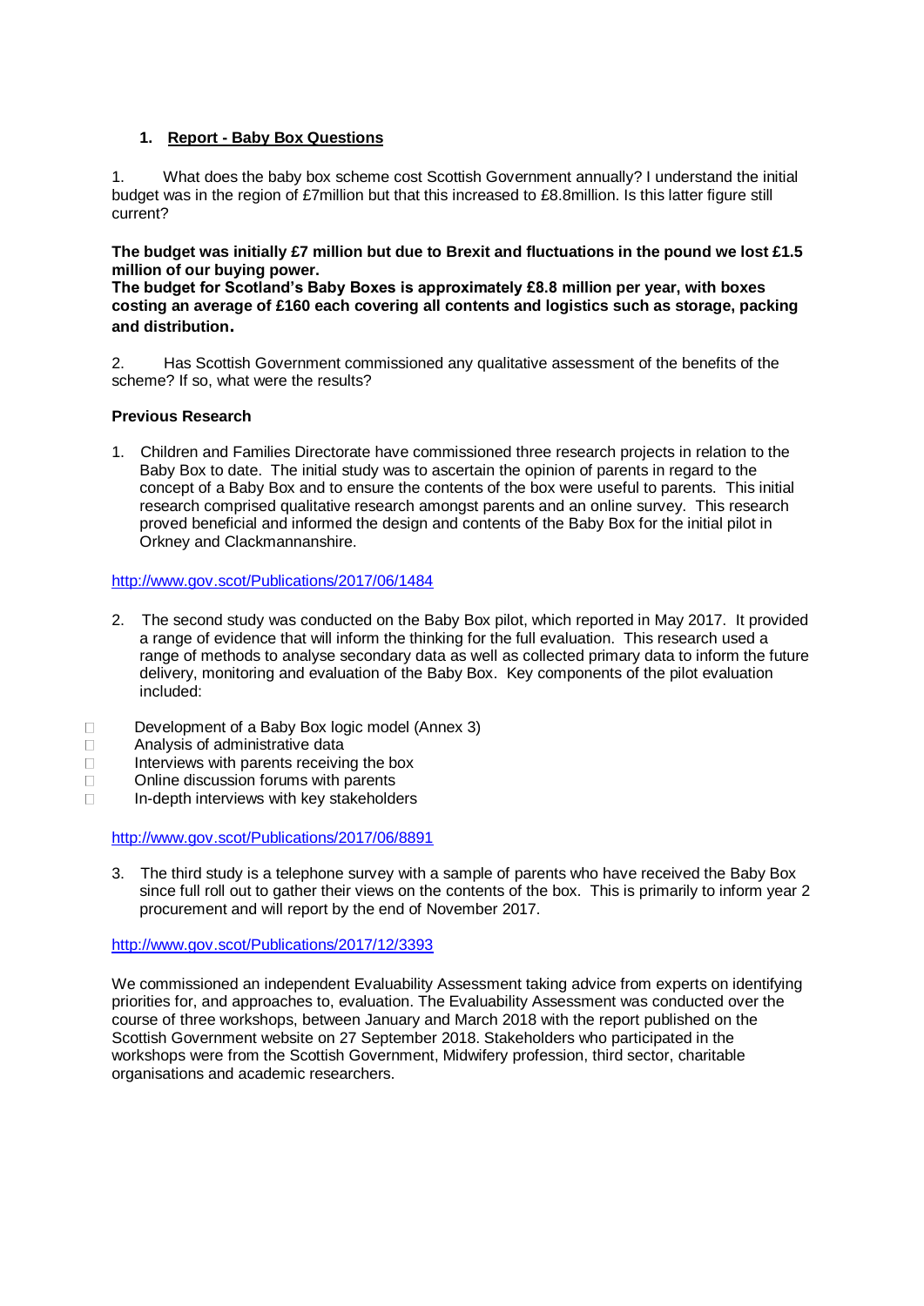1. **<u>Report - Baby Box Questions</u>**

1. What does the baby box scheme cost Scottish Government annually? I understand the initial budget was in the region of £7million but that this increased to £8.8million. Is this latter figure still current?

**The budget was initially £7 million but due to Brexit and fluctuations in the pound we lost £1.5 million of our buying power.**
**The budget for Scotland's Baby Boxes is approximately £8.8 million per year, with boxes costing an average of £160 each covering all contents and logistics such as storage, packing and distribution.**

2. Has Scottish Government commissioned any qualitative assessment of the benefits of the scheme? If so, what were the results?

**Previous Research**

1. Children and Families Directorate have commissioned three research projects in relation to the Baby Box to date. The initial study was to ascertain the opinion of parents in regard to the concept of a Baby Box and to ensure the contents of the box were useful to parents. This initial research comprised qualitative research amongst parents and an online survey. This research proved beneficial and informed the design and contents of the Baby Box for the initial pilot in Orkney and Clackmannanshire.

http://www.gov.scot/Publications/2017/06/1484

2. The second study was conducted on the Baby Box pilot, which reported in May 2017. It provided a range of evidence that will inform the thinking for the full evaluation. This research used a range of methods to analyse secondary data as well as collected primary data to inform the future delivery, monitoring and evaluation of the Baby Box. Key components of the pilot evaluation included:

- Development of a Baby Box logic model (Annex 3)
- Analysis of administrative data
- Interviews with parents receiving the box
- Online discussion forums with parents
- In-depth interviews with key stakeholders

http://www.gov.scot/Publications/2017/06/8891

3. The third study is a telephone survey with a sample of parents who have received the Baby Box since full roll out to gather their views on the contents of the box. This is primarily to inform year 2 procurement and will report by the end of November 2017.

http://www.gov.scot/Publications/2017/12/3393

We commissioned an independent Evaluability Assessment taking advice from experts on identifying priorities for, and approaches to, evaluation. The Evaluability Assessment was conducted over the course of three workshops, between January and March 2018 with the report published on the Scottish Government website on 27 September 2018. Stakeholders who participated in the workshops were from the Scottish Government, Midwifery profession, third sector, charitable organisations and academic researchers.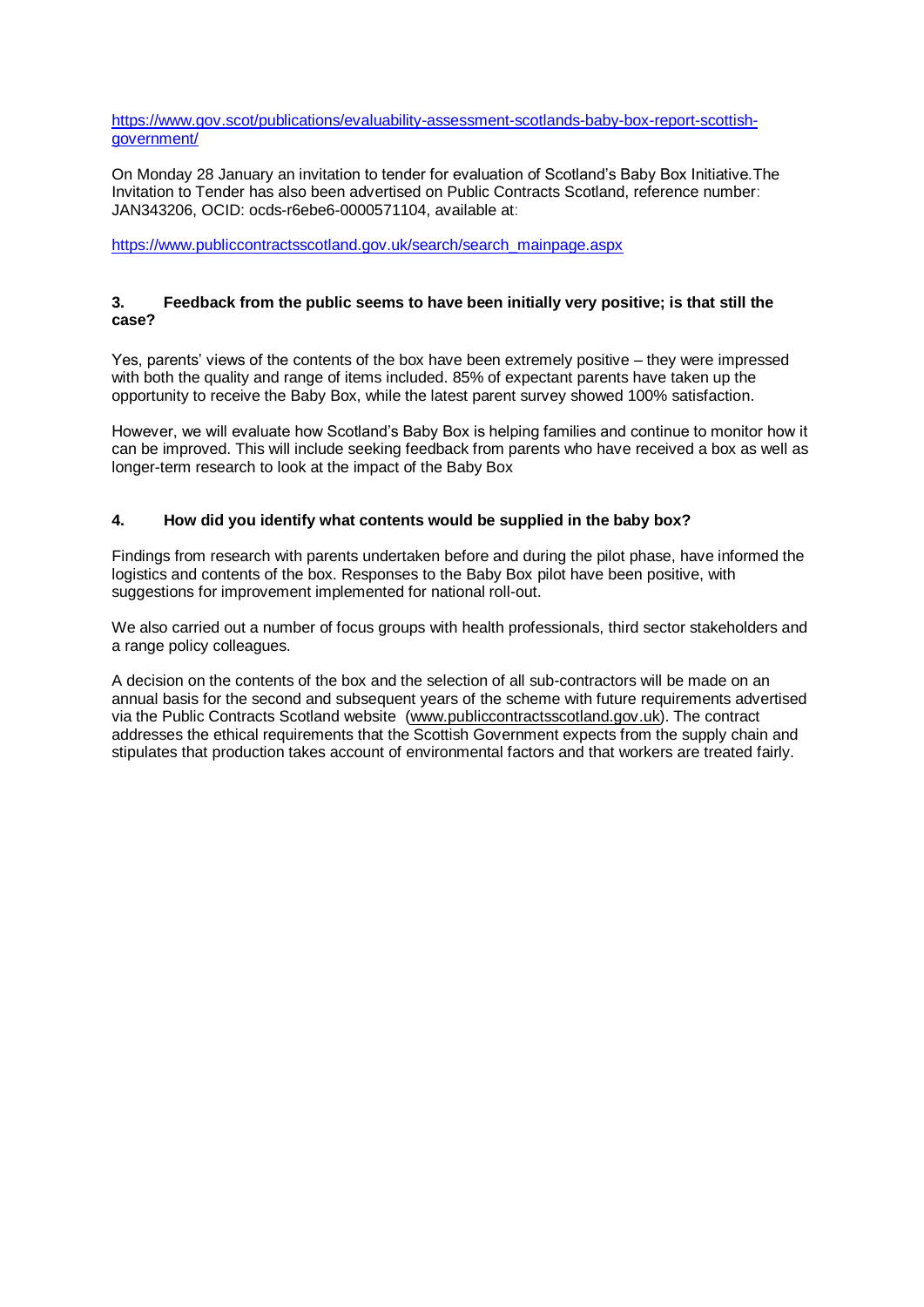https://www.gov.scot/publications/evaluability-assessment-scotlands-baby-box-report-scottish-government/

On Monday 28 January an invitation to tender for evaluation of Scotland's Baby Box Initiative.The Invitation to Tender has also been advertised on Public Contracts Scotland, reference number: JAN343206, OCID: ocds-r6ebe6-0000571104, available at:

https://www.publiccontractsscotland.gov.uk/search/search_mainpage.aspx

**3. Feedback from the public seems to have been initially very positive; is that still the case?**

Yes, parents' views of the contents of the box have been extremely positive – they were impressed with both the quality and range of items included. 85% of expectant parents have taken up the opportunity to receive the Baby Box, while the latest parent survey showed 100% satisfaction.

However, we will evaluate how Scotland's Baby Box is helping families and continue to monitor how it can be improved. This will include seeking feedback from parents who have received a box as well as longer-term research to look at the impact of the Baby Box

**4. How did you identify what contents would be supplied in the baby box?**

Findings from research with parents undertaken before and during the pilot phase, have informed the logistics and contents of the box. Responses to the Baby Box pilot have been positive, with suggestions for improvement implemented for national roll-out.

We also carried out a number of focus groups with health professionals, third sector stakeholders and a range policy colleagues.

A decision on the contents of the box and the selection of all sub-contractors will be made on an annual basis for the second and subsequent years of the scheme with future requirements advertised via the Public Contracts Scotland website (www.publiccontractsscotland.gov.uk). The contract addresses the ethical requirements that the Scottish Government expects from the supply chain and stipulates that production takes account of environmental factors and that workers are treated fairly.